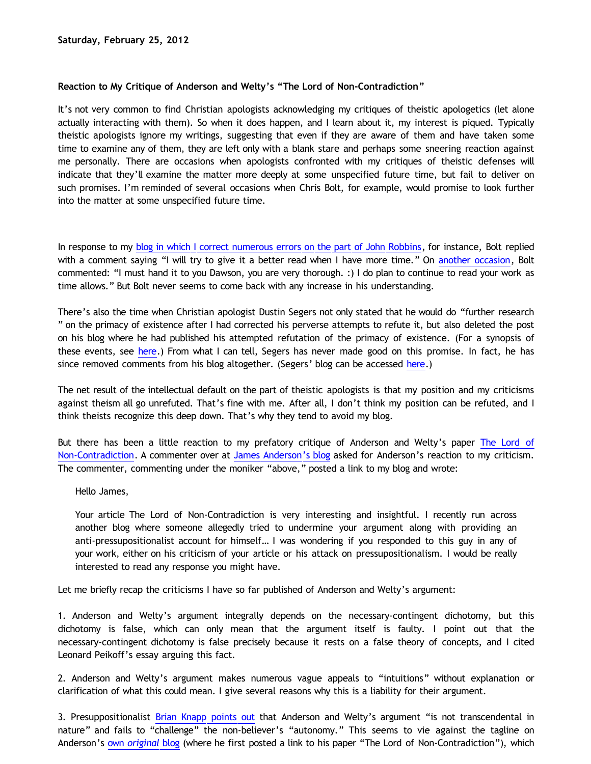**Saturday, February 25, 2012**

**Reaction to My Critique of Anderson and Welty's "The Lord of Non-Contradiction"**

It's not very common to find Christian apologists acknowledging my critiques of theistic apologetics (let alone actually interacting with them). So when it does happen, and I learn about it, my interest is piqued. Typically theistic apologists ignore my writings, suggesting that even if they are aware of them and have taken some time to examine any of them, they are left only with a blank stare and perhaps some sneering reaction against me personally. There are occasions when apologists confronted with my critiques of theistic defenses will indicate that they'll examine the matter more deeply at some unspecified future time, but fail to deliver on such promises. I'm reminded of several occasions when Chris Bolt, for example, would promise to look further into the matter at some unspecified future time.

In response to my blog in which I correct numerous errors on the part of John Robbins, for instance, Bolt replied with a comment saying "I will try to give it a better read when I have more time." On another occasion, Bolt commented: "I must hand it to you Dawson, you are very thorough. :) I do plan to continue to read your work as time allows." But Bolt never seems to come back with any increase in his understanding.

There's also the time when Christian apologist Dustin Segers not only stated that he would do "further research" on the primacy of existence after I had corrected his perverse attempts to refute it, but also deleted the post on his blog where he had published his attempted refutation of the primacy of existence. (For a synopsis of these events, see here.) From what I can tell, Segers has never made good on this promise. In fact, he has since removed comments from his blog altogether. (Segers' blog can be accessed here.)

The net result of the intellectual default on the part of theistic apologists is that my position and my criticisms against theism all go unrefuted. That's fine with me. After all, I don't think my position can be refuted, and I think theists recognize this deep down. That's why they tend to avoid my blog.

But there has been a little reaction to my prefatory critique of Anderson and Welty's paper The Lord of Non-Contradiction. A commenter over at James Anderson's blog asked for Anderson's reaction to my criticism. The commenter, commenting under the moniker "above," posted a link to my blog and wrote:

> Hello James,
>
> Your article The Lord of Non-Contradiction is very interesting and insightful. I recently run across another blog where someone allegedly tried to undermine your argument along with providing an anti-pressupositionalist account for himself… I was wondering if you responded to this guy in any of your work, either on his criticism of your article or his attack on pressupositionalism. I would be really interested to read any response you might have.

Let me briefly recap the criticisms I have so far published of Anderson and Welty's argument:

1. Anderson and Welty's argument integrally depends on the necessary-contingent dichotomy, but this dichotomy is false, which can only mean that the argument itself is faulty. I point out that the necessary-contingent dichotomy is false precisely because it rests on a false theory of concepts, and I cited Leonard Peikoff's essay arguing this fact.

2. Anderson and Welty's argument makes numerous vague appeals to "intuitions" without explanation or clarification of what this could mean. I give several reasons why this is a liability for their argument.

3. Presuppositionalist Brian Knapp points out that Anderson and Welty's argument "is not transcendental in nature" and fails to "challenge" the non-believer's "autonomy." This seems to vie against the tagline on Anderson's own *original* blog (where he first posted a link to his paper "The Lord of Non-Contradiction"), which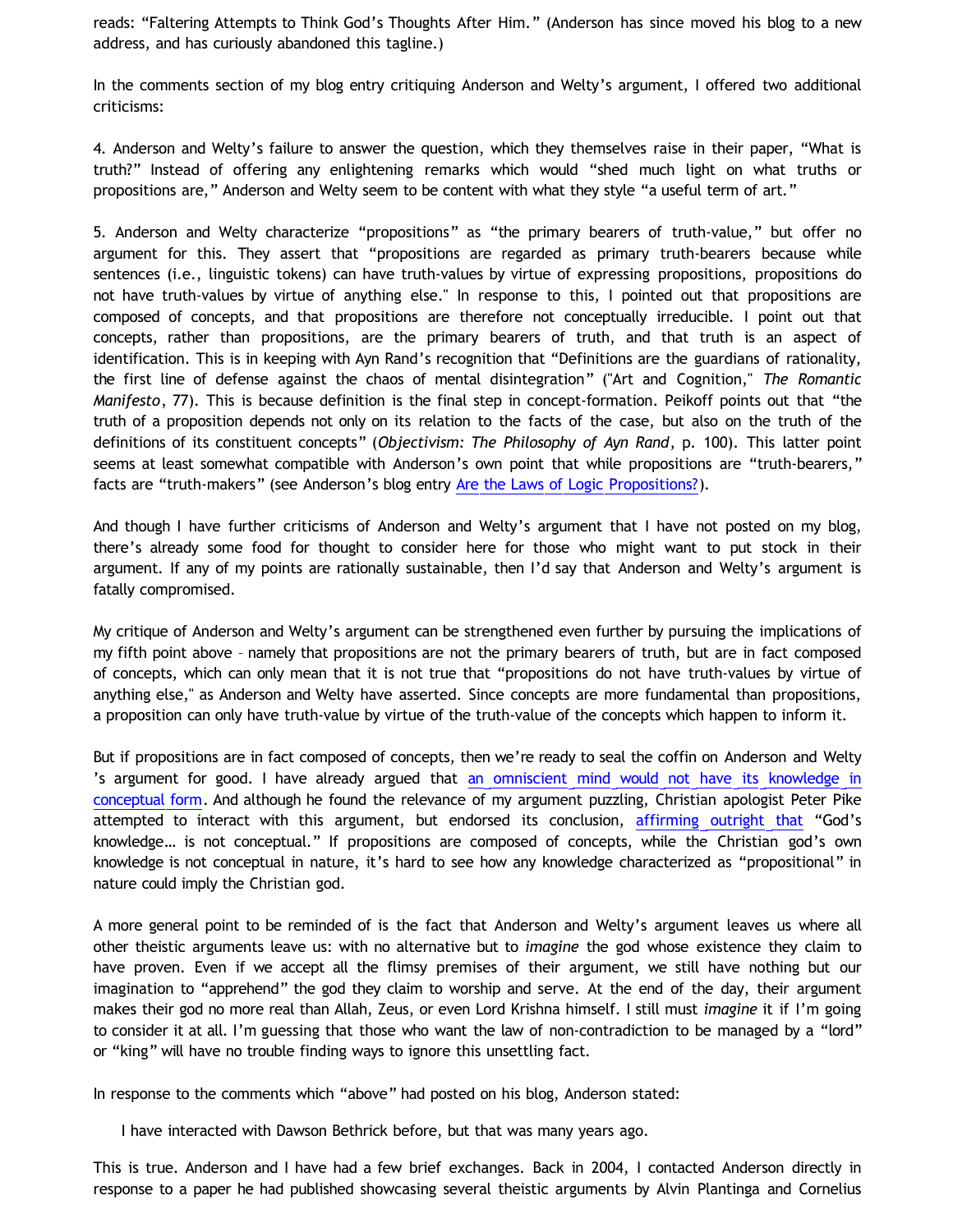reads: "Faltering Attempts to Think God's Thoughts After Him." (Anderson has since moved his blog to a new address, and has curiously abandoned this tagline.)

In the comments section of my blog entry critiquing Anderson and Welty's argument, I offered two additional criticisms:

4. Anderson and Welty's failure to answer the question, which they themselves raise in their paper, "What is truth?" Instead of offering any enlightening remarks which would "shed much light on what truths or propositions are," Anderson and Welty seem to be content with what they style "a useful term of art."

5. Anderson and Welty characterize "propositions" as "the primary bearers of truth-value," but offer no argument for this. They assert that "propositions are regarded as primary truth-bearers because while sentences (i.e., linguistic tokens) can have truth-values by virtue of expressing propositions, propositions do not have truth-values by virtue of anything else." In response to this, I pointed out that propositions are composed of concepts, and that propositions are therefore not conceptually irreducible. I point out that concepts, rather than propositions, are the primary bearers of truth, and that truth is an aspect of identification. This is in keeping with Ayn Rand's recognition that "Definitions are the guardians of rationality, the first line of defense against the chaos of mental disintegration" ("Art and Cognition," *The Romantic Manifesto*, 77). This is because definition is the final step in concept-formation. Peikoff points out that "the truth of a proposition depends not only on its relation to the facts of the case, but also on the truth of the definitions of its constituent concepts" (*Objectivism: The Philosophy of Ayn Rand*, p. 100). This latter point seems at least somewhat compatible with Anderson's own point that while propositions are "truth-bearers," facts are "truth-makers" (see Anderson's blog entry Are the Laws of Logic Propositions?).

And though I have further criticisms of Anderson and Welty's argument that I have not posted on my blog, there's already some food for thought to consider here for those who might want to put stock in their argument. If any of my points are rationally sustainable, then I'd say that Anderson and Welty's argument is fatally compromised.

My critique of Anderson and Welty's argument can be strengthened even further by pursuing the implications of my fifth point above – namely that propositions are not the primary bearers of truth, but are in fact composed of concepts, which can only mean that it is not true that "propositions do not have truth-values by virtue of anything else," as Anderson and Welty have asserted. Since concepts are more fundamental than propositions, a proposition can only have truth-value by virtue of the truth-value of the concepts which happen to inform it.

But if propositions are in fact composed of concepts, then we're ready to seal the coffin on Anderson and Welty's argument for good. I have already argued that an omniscient mind would not have its knowledge in conceptual form. And although he found the relevance of my argument puzzling, Christian apologist Peter Pike attempted to interact with this argument, but endorsed its conclusion, affirming outright that "God's knowledge… is not conceptual." If propositions are composed of concepts, while the Christian god's own knowledge is not conceptual in nature, it's hard to see how any knowledge characterized as "propositional" in nature could imply the Christian god.

A more general point to be reminded of is the fact that Anderson and Welty's argument leaves us where all other theistic arguments leave us: with no alternative but to *imagine* the god whose existence they claim to have proven. Even if we accept all the flimsy premises of their argument, we still have nothing but our imagination to "apprehend" the god they claim to worship and serve. At the end of the day, their argument makes their god no more real than Allah, Zeus, or even Lord Krishna himself. I still must *imagine* it if I'm going to consider it at all. I'm guessing that those who want the law of non-contradiction to be managed by a "lord" or "king" will have no trouble finding ways to ignore this unsettling fact.

In response to the comments which "above" had posted on his blog, Anderson stated:

> I have interacted with Dawson Bethrick before, but that was many years ago.

This is true. Anderson and I have had a few brief exchanges. Back in 2004, I contacted Anderson directly in response to a paper he had published showcasing several theistic arguments by Alvin Plantinga and Cornelius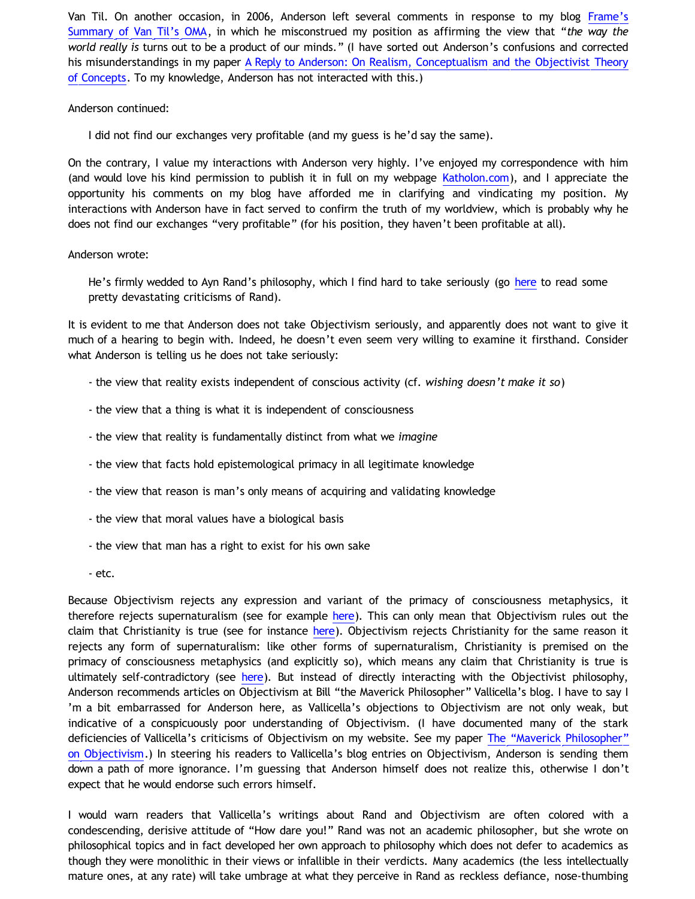Van Til. On another occasion, in 2006, Anderson left several comments in response to my blog Frame's Summary of Van Til's OMA, in which he misconstrued my position as affirming the view that "*the way the world really is* turns out to be a product of our minds." (I have sorted out Anderson's confusions and corrected his misunderstandings in my paper A Reply to Anderson: On Realism, Conceptualism and the Objectivist Theory of Concepts. To my knowledge, Anderson has not interacted with this.)

Anderson continued:

> I did not find our exchanges very profitable (and my guess is he'd say the same).

On the contrary, I value my interactions with Anderson very highly. I've enjoyed my correspondence with him (and would love his kind permission to publish it in full on my webpage Katholon.com), and I appreciate the opportunity his comments on my blog have afforded me in clarifying and vindicating my position. My interactions with Anderson have in fact served to confirm the truth of my worldview, which is probably why he does not find our exchanges "very profitable" (for his position, they haven't been profitable at all).

Anderson wrote:

> He's firmly wedded to Ayn Rand's philosophy, which I find hard to take seriously (go here to read some pretty devastating criticisms of Rand).

It is evident to me that Anderson does not take Objectivism seriously, and apparently does not want to give it much of a hearing to begin with. Indeed, he doesn't even seem very willing to examine it firsthand. Consider what Anderson is telling us he does not take seriously:

- the view that reality exists independent of conscious activity (cf. *wishing doesn't make it so*)
- the view that a thing is what it is independent of consciousness
- the view that reality is fundamentally distinct from what we *imagine*
- the view that facts hold epistemological primacy in all legitimate knowledge
- the view that reason is man's only means of acquiring and validating knowledge
- the view that moral values have a biological basis
- the view that man has a right to exist for his own sake
- etc.

Because Objectivism rejects any expression and variant of the primacy of consciousness metaphysics, it therefore rejects supernaturalism (see for example here). This can only mean that Objectivism rules out the claim that Christianity is true (see for instance here). Objectivism rejects Christianity for the same reason it rejects any form of supernaturalism: like other forms of supernaturalism, Christianity is premised on the primacy of consciousness metaphysics (and explicitly so), which means any claim that Christianity is true is ultimately self-contradictory (see here). But instead of directly interacting with the Objectivist philosophy, Anderson recommends articles on Objectivism at Bill "the Maverick Philosopher" Vallicella's blog. I have to say I 'm a bit embarrassed for Anderson here, as Vallicella's objections to Objectivism are not only weak, but indicative of a conspicuously poor understanding of Objectivism. (I have documented many of the stark deficiencies of Vallicella's criticisms of Objectivism on my website. See my paper The "Maverick Philosopher" on Objectivism.) In steering his readers to Vallicella's blog entries on Objectivism, Anderson is sending them down a path of more ignorance. I'm guessing that Anderson himself does not realize this, otherwise I don't expect that he would endorse such errors himself.

I would warn readers that Vallicella's writings about Rand and Objectivism are often colored with a condescending, derisive attitude of "How dare you!" Rand was not an academic philosopher, but she wrote on philosophical topics and in fact developed her own approach to philosophy which does not defer to academics as though they were monolithic in their views or infallible in their verdicts. Many academics (the less intellectually mature ones, at any rate) will take umbrage at what they perceive in Rand as reckless defiance, nose-thumbing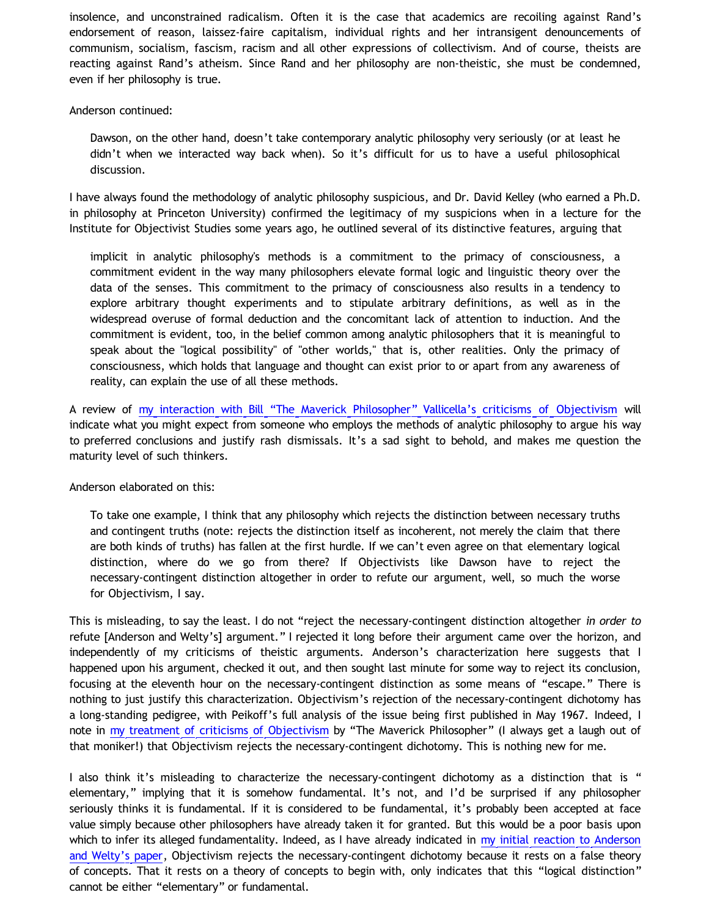insolence, and unconstrained radicalism. Often it is the case that academics are recoiling against Rand's endorsement of reason, laissez-faire capitalism, individual rights and her intransigent denouncements of communism, socialism, fascism, racism and all other expressions of collectivism. And of course, theists are reacting against Rand's atheism. Since Rand and her philosophy are non-theistic, she must be condemned, even if her philosophy is true.

Anderson continued:

> Dawson, on the other hand, doesn't take contemporary analytic philosophy very seriously (or at least he didn't when we interacted way back when). So it's difficult for us to have a useful philosophical discussion.

I have always found the methodology of analytic philosophy suspicious, and Dr. David Kelley (who earned a Ph.D. in philosophy at Princeton University) confirmed the legitimacy of my suspicions when in a lecture for the Institute for Objectivist Studies some years ago, he outlined several of its distinctive features, arguing that

> implicit in analytic philosophy's methods is a commitment to the primacy of consciousness, a commitment evident in the way many philosophers elevate formal logic and linguistic theory over the data of the senses. This commitment to the primacy of consciousness also results in a tendency to explore arbitrary thought experiments and to stipulate arbitrary definitions, as well as in the widespread overuse of formal deduction and the concomitant lack of attention to induction. And the commitment is evident, too, in the belief common among analytic philosophers that it is meaningful to speak about the "logical possibility" of "other worlds," that is, other realities. Only the primacy of consciousness, which holds that language and thought can exist prior to or apart from any awareness of reality, can explain the use of all these methods.

A review of my interaction with Bill "The Maverick Philosopher" Vallicella's criticisms of Objectivism will indicate what you might expect from someone who employs the methods of analytic philosophy to argue his way to preferred conclusions and justify rash dismissals. It's a sad sight to behold, and makes me question the maturity level of such thinkers.

Anderson elaborated on this:

> To take one example, I think that any philosophy which rejects the distinction between necessary truths and contingent truths (note: rejects the distinction itself as incoherent, not merely the claim that there are both kinds of truths) has fallen at the first hurdle. If we can't even agree on that elementary logical distinction, where do we go from there? If Objectivists like Dawson have to reject the necessary-contingent distinction altogether in order to refute our argument, well, so much the worse for Objectivism, I say.

This is misleading, to say the least. I do not "reject the necessary-contingent distinction altogether *in order to* refute [Anderson and Welty's] argument." I rejected it long before their argument came over the horizon, and independently of my criticisms of theistic arguments. Anderson's characterization here suggests that I happened upon his argument, checked it out, and then sought last minute for some way to reject its conclusion, focusing at the eleventh hour on the necessary-contingent distinction as some means of "escape." There is nothing to just justify this characterization. Objectivism's rejection of the necessary-contingent dichotomy has a long-standing pedigree, with Peikoff's full analysis of the issue being first published in May 1967. Indeed, I note in my treatment of criticisms of Objectivism by "The Maverick Philosopher" (I always get a laugh out of that moniker!) that Objectivism rejects the necessary-contingent dichotomy. This is nothing new for me.

I also think it's misleading to characterize the necessary-contingent dichotomy as a distinction that is "elementary," implying that it is somehow fundamental. It's not, and I'd be surprised if any philosopher seriously thinks it is fundamental. If it is considered to be fundamental, it's probably been accepted at face value simply because other philosophers have already taken it for granted. But this would be a poor basis upon which to infer its alleged fundamentality. Indeed, as I have already indicated in my initial reaction to Anderson and Welty's paper, Objectivism rejects the necessary-contingent dichotomy because it rests on a false theory of concepts. That it rests on a theory of concepts to begin with, only indicates that this "logical distinction" cannot be either "elementary" or fundamental.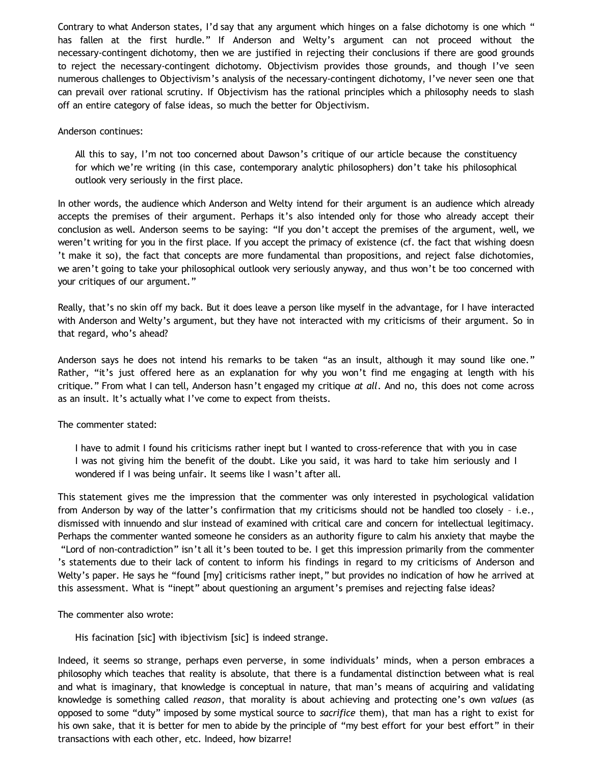Contrary to what Anderson states, I'd say that any argument which hinges on a false dichotomy is one which "has fallen at the first hurdle." If Anderson and Welty's argument can not proceed without the necessary-contingent dichotomy, then we are justified in rejecting their conclusions if there are good grounds to reject the necessary-contingent dichotomy. Objectivism provides those grounds, and though I've seen numerous challenges to Objectivism's analysis of the necessary-contingent dichotomy, I've never seen one that can prevail over rational scrutiny. If Objectivism has the rational principles which a philosophy needs to slash off an entire category of false ideas, so much the better for Objectivism.

Anderson continues:

> All this to say, I'm not too concerned about Dawson's critique of our article because the constituency for which we're writing (in this case, contemporary analytic philosophers) don't take his philosophical outlook very seriously in the first place.

In other words, the audience which Anderson and Welty intend for their argument is an audience which already accepts the premises of their argument. Perhaps it's also intended only for those who already accept their conclusion as well. Anderson seems to be saying: "If you don't accept the premises of the argument, well, we weren't writing for you in the first place. If you accept the primacy of existence (cf. the fact that wishing doesn't make it so), the fact that concepts are more fundamental than propositions, and reject false dichotomies, we aren't going to take your philosophical outlook very seriously anyway, and thus won't be too concerned with your critiques of our argument."

Really, that's no skin off my back. But it does leave a person like myself in the advantage, for I have interacted with Anderson and Welty's argument, but they have not interacted with my criticisms of their argument. So in that regard, who's ahead?

Anderson says he does not intend his remarks to be taken "as an insult, although it may sound like one." Rather, "it's just offered here as an explanation for why you won't find me engaging at length with his critique." From what I can tell, Anderson hasn't engaged my critique *at all*. And no, this does not come across as an insult. It's actually what I've come to expect from theists.

The commenter stated:

> I have to admit I found his criticisms rather inept but I wanted to cross-reference that with you in case I was not giving him the benefit of the doubt. Like you said, it was hard to take him seriously and I wondered if I was being unfair. It seems like I wasn't after all.

This statement gives me the impression that the commenter was only interested in psychological validation from Anderson by way of the latter's confirmation that my criticisms should not be handled too closely – i.e., dismissed with innuendo and slur instead of examined with critical care and concern for intellectual legitimacy. Perhaps the commenter wanted someone he considers as an authority figure to calm his anxiety that maybe the "Lord of non-contradiction" isn't all it's been touted to be. I get this impression primarily from the commenter's statements due to their lack of content to inform his findings in regard to my criticisms of Anderson and Welty's paper. He says he "found [my] criticisms rather inept," but provides no indication of how he arrived at this assessment. What is "inept" about questioning an argument's premises and rejecting false ideas?

The commenter also wrote:

> His facination [sic] with ibjectivism [sic] is indeed strange.

Indeed, it seems so strange, perhaps even perverse, in some individuals' minds, when a person embraces a philosophy which teaches that reality is absolute, that there is a fundamental distinction between what is real and what is imaginary, that knowledge is conceptual in nature, that man's means of acquiring and validating knowledge is something called *reason*, that morality is about achieving and protecting one's own *values* (as opposed to some "duty" imposed by some mystical source to *sacrifice* them), that man has a right to exist for his own sake, that it is better for men to abide by the principle of "my best effort for your best effort" in their transactions with each other, etc. Indeed, how bizarre!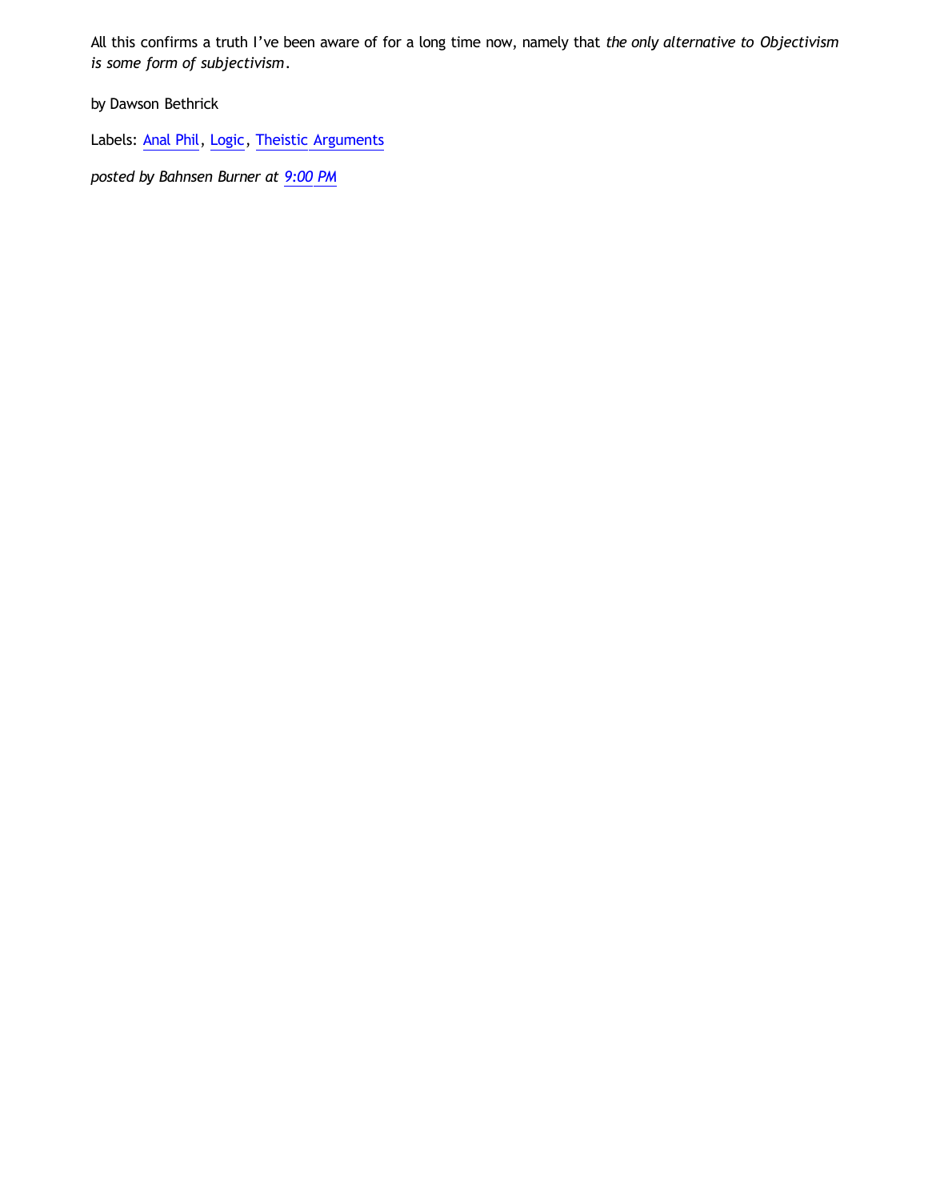All this confirms a truth I've been aware of for a long time now, namely that *the only alternative to Objectivism is some form of subjectivism*.

by Dawson Bethrick

Labels: Anal Phil, Logic, Theistic Arguments

*posted by Bahnsen Burner at 9:00 PM*